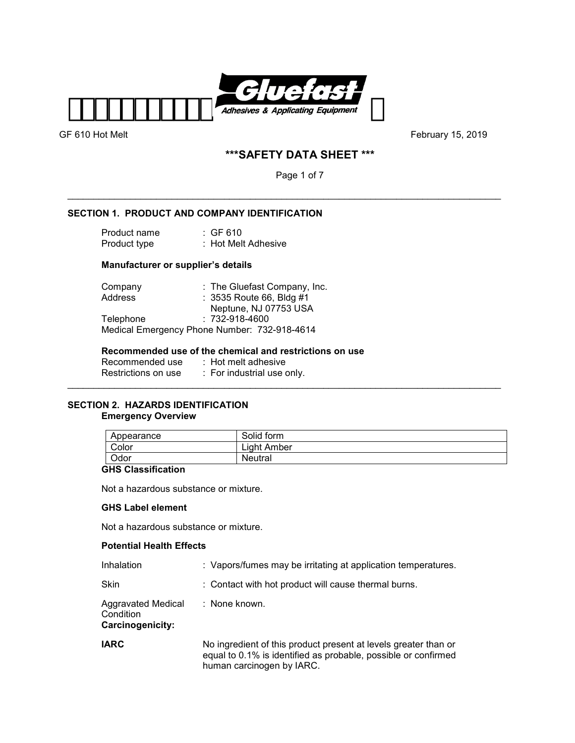GF 610 Hot Melt February 15, 2019

# ***SAFETY DATA SHEET ***

## SECTION 1. PRODUCT AND COMPANY IDENTIFICATION

Product name : GF 610
Product type : Hot Melt Adhesive

### Manufacturer or supplier's details

Company : The Gluefast Company, Inc.
Address : 3535 Route 66, Bldg #1
Neptune, NJ 07753 USA
Telephone : 732-918-4600
Medical Emergency Phone Number: 732-918-4614

### Recommended use of the chemical and restrictions on use

Recommended use : Hot melt adhesive
Restrictions on use : For industrial use only.

## SECTION 2. HAZARDS IDENTIFICATION

### Emergency Overview

| Appearance | Solid form |
|---|---|
| Color | Light Amber |
| Odor | Neutral |

### GHS Classification

Not a hazardous substance or mixture.

### GHS Label element

Not a hazardous substance or mixture.

### Potential Health Effects

Inhalation : Vapors/fumes may be irritating at application temperatures.

Skin : Contact with hot product will cause thermal burns.

Aggravated Medical Condition : None known.

**Carcinogenicity:**

**IARC** No ingredient of this product present at levels greater than or equal to 0.1% is identified as probable, possible or confirmed human carcinogen by IARC.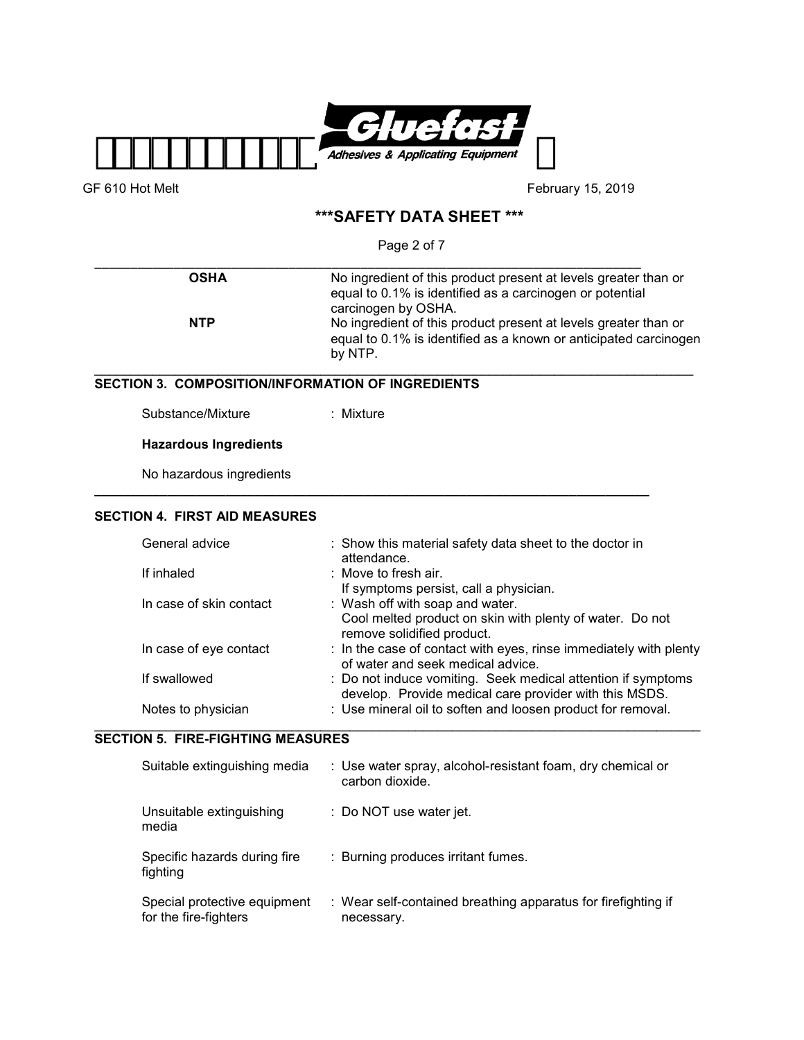| | |
|---|---|
| **OSHA** | No ingredient of this product present at levels greater than or equal to 0.1% is identified as a carcinogen or potential carcinogen by OSHA. |
| **NTP** | No ingredient of this product present at levels greater than or equal to 0.1% is identified as a known or anticipated carcinogen by NTP. |

## SECTION 3. COMPOSITION/INFORMATION OF INGREDIENTS

Substance/Mixture : Mixture

**Hazardous Ingredients**

No hazardous ingredients

## SECTION 4. FIRST AID MEASURES

| | |
|---|---|
| General advice | : Show this material safety data sheet to the doctor in attendance. |
| If inhaled | : Move to fresh air. If symptoms persist, call a physician. |
| In case of skin contact | : Wash off with soap and water. Cool melted product on skin with plenty of water. Do not remove solidified product. |
| In case of eye contact | : In the case of contact with eyes, rinse immediately with plenty of water and seek medical advice. |
| If swallowed | : Do not induce vomiting. Seek medical attention if symptoms develop. Provide medical care provider with this MSDS. |
| Notes to physician | : Use mineral oil to soften and loosen product for removal. |

## SECTION 5. FIRE-FIGHTING MEASURES

| | |
|---|---|
| Suitable extinguishing media | : Use water spray, alcohol-resistant foam, dry chemical or carbon dioxide. |
| Unsuitable extinguishing media | : Do NOT use water jet. |
| Specific hazards during fire fighting | : Burning produces irritant fumes. |
| Special protective equipment for the fire-fighters | : Wear self-contained breathing apparatus for firefighting if necessary. |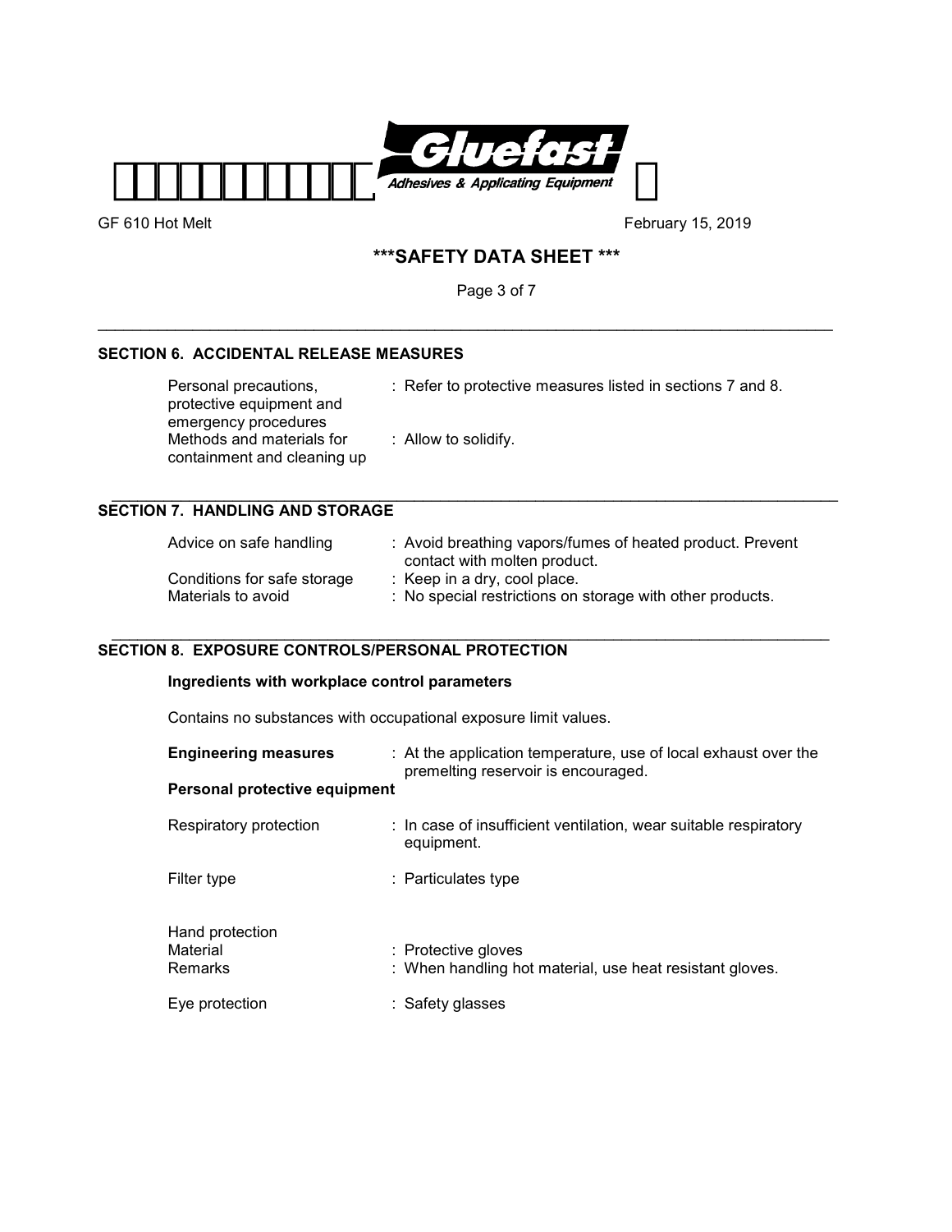## SECTION 6. ACCIDENTAL RELEASE MEASURES

| | |
|---|---|
| Personal precautions, protective equipment and emergency procedures | : Refer to protective measures listed in sections 7 and 8. |
| Methods and materials for containment and cleaning up | : Allow to solidify. |

## SECTION 7. HANDLING AND STORAGE

| | |
|---|---|
| Advice on safe handling | : Avoid breathing vapors/fumes of heated product. Prevent contact with molten product. |
| Conditions for safe storage | : Keep in a dry, cool place. |
| Materials to avoid | : No special restrictions on storage with other products. |

## SECTION 8. EXPOSURE CONTROLS/PERSONAL PROTECTION

**Ingredients with workplace control parameters**

Contains no substances with occupational exposure limit values.

| | |
|---|---|
| **Engineering measures** | : At the application temperature, use of local exhaust over the premelting reservoir is encouraged. |

**Personal protective equipment**

| | |
|---|---|
| Respiratory protection | : In case of insufficient ventilation, wear suitable respiratory equipment. |
| Filter type | : Particulates type |
| Hand protection | |
| Material | : Protective gloves |
| Remarks | : When handling hot material, use heat resistant gloves. |
| Eye protection | : Safety glasses |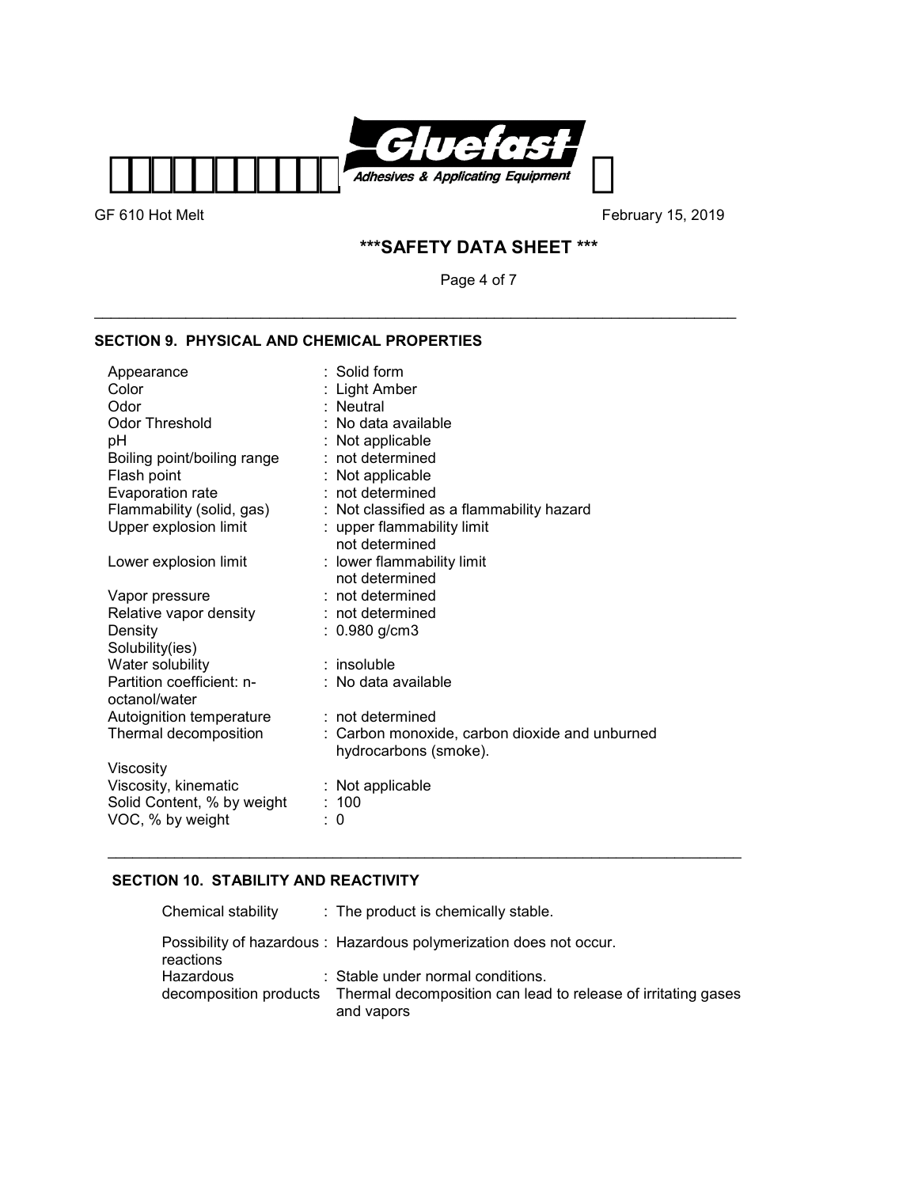## SECTION 9. PHYSICAL AND CHEMICAL PROPERTIES

| Property | Value |
|---|---|
| Appearance | : Solid form |
| Color | : Light Amber |
| Odor | : Neutral |
| Odor Threshold | : No data available |
| pH | : Not applicable |
| Boiling point/boiling range | : not determined |
| Flash point | : Not applicable |
| Evaporation rate | : not determined |
| Flammability (solid, gas) | : Not classified as a flammability hazard |
| Upper explosion limit | : upper flammability limit not determined |
| Lower explosion limit | : lower flammability limit not determined |
| Vapor pressure | : not determined |
| Relative vapor density | : not determined |
| Density | : 0.980 g/cm3 |
| Solubility(ies) | |
| Water solubility | : insoluble |
| Partition coefficient: n-octanol/water | : No data available |
| Autoignition temperature | : not determined |
| Thermal decomposition | : Carbon monoxide, carbon dioxide and unburned hydrocarbons (smoke). |
| Viscosity | |
| Viscosity, kinematic | : Not applicable |
| Solid Content, % by weight | : 100 |
| VOC, % by weight | : 0 |

## SECTION 10. STABILITY AND REACTIVITY

| Property | Value |
|---|---|
| Chemical stability | : The product is chemically stable. |
| Possibility of hazardous reactions | : Hazardous polymerization does not occur. |
| Hazardous decomposition products | : Stable under normal conditions. Thermal decomposition can lead to release of irritating gases and vapors |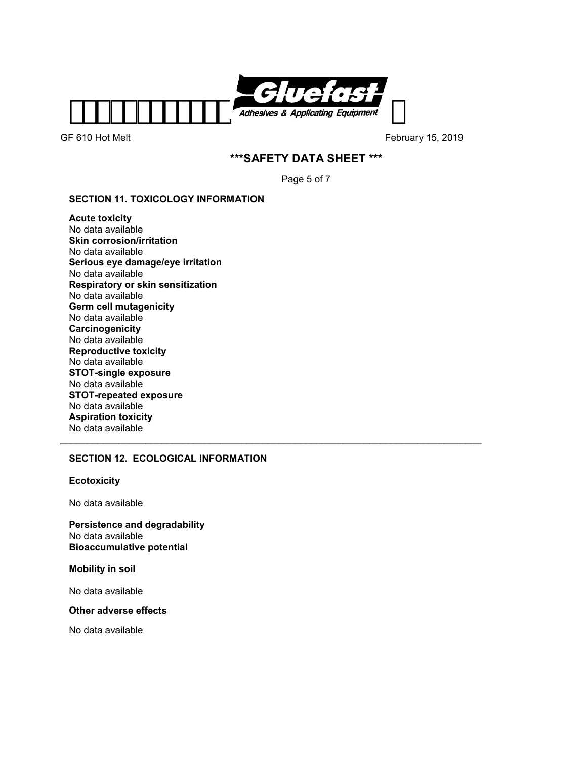## SECTION 11. TOXICOLOGY INFORMATION

**Acute toxicity**
No data available
**Skin corrosion/irritation**
No data available
**Serious eye damage/eye irritation**
No data available
**Respiratory or skin sensitization**
No data available
**Germ cell mutagenicity**
No data available
**Carcinogenicity**
No data available
**Reproductive toxicity**
No data available
**STOT-single exposure**
No data available
**STOT-repeated exposure**
No data available
**Aspiration toxicity**
No data available

---

## SECTION 12. ECOLOGICAL INFORMATION

**Ecotoxicity**

No data available

**Persistence and degradability**
No data available
**Bioaccumulative potential**

**Mobility in soil**

No data available

**Other adverse effects**

No data available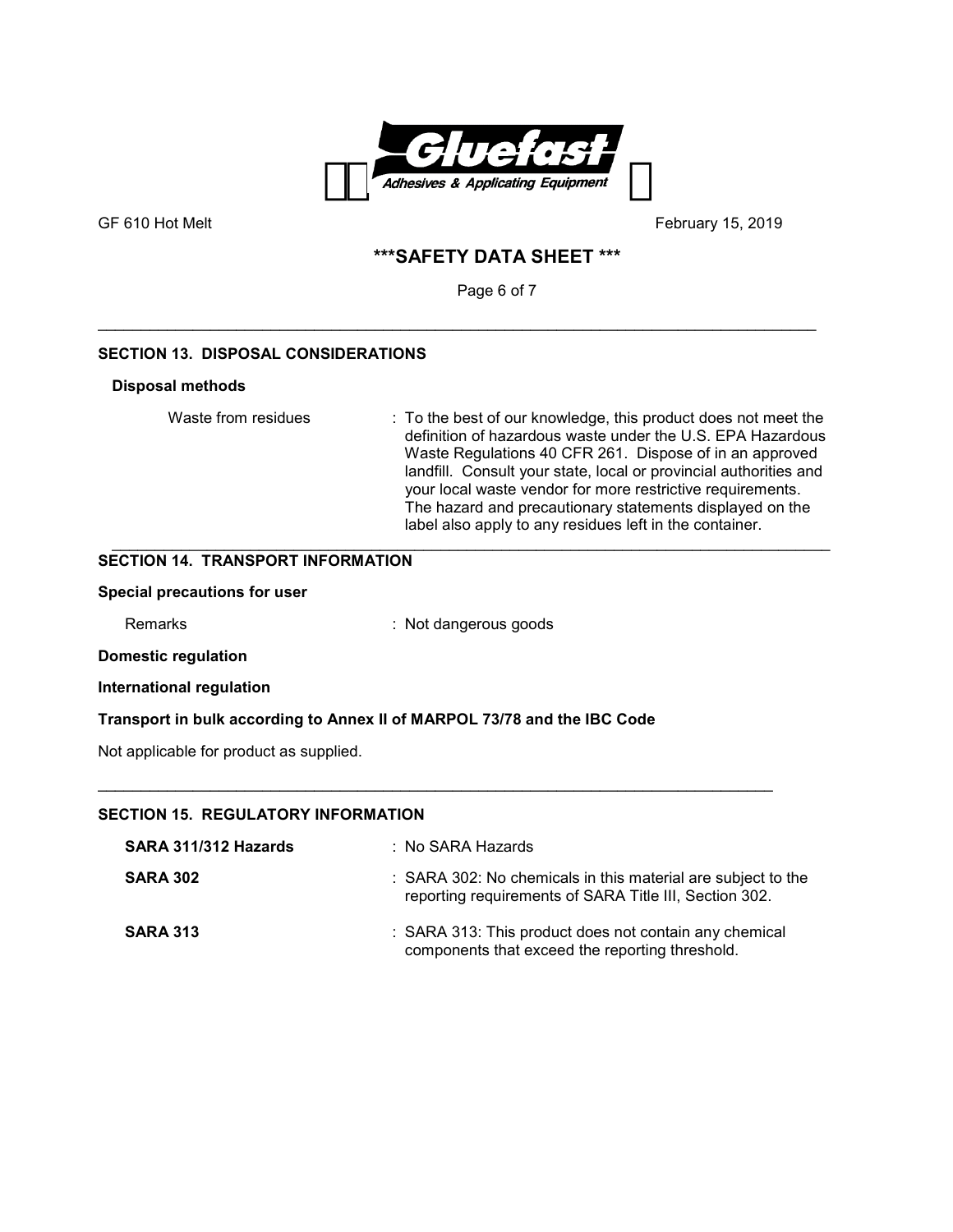## SECTION 13. DISPOSAL CONSIDERATIONS

**Disposal methods**

| | |
|---|---|
| Waste from residues | : To the best of our knowledge, this product does not meet the definition of hazardous waste under the U.S. EPA Hazardous Waste Regulations 40 CFR 261. Dispose of in an approved landfill. Consult your state, local or provincial authorities and your local waste vendor for more restrictive requirements. The hazard and precautionary statements displayed on the label also apply to any residues left in the container. |

## SECTION 14. TRANSPORT INFORMATION

**Special precautions for user**

| | |
|---|---|
| Remarks | : Not dangerous goods |

**Domestic regulation**

**International regulation**

**Transport in bulk according to Annex II of MARPOL 73/78 and the IBC Code**

Not applicable for product as supplied.

## SECTION 15. REGULATORY INFORMATION

| | |
|---|---|
| **SARA 311/312 Hazards** | : No SARA Hazards |
| **SARA 302** | : SARA 302: No chemicals in this material are subject to the reporting requirements of SARA Title III, Section 302. |
| **SARA 313** | : SARA 313: This product does not contain any chemical components that exceed the reporting threshold. |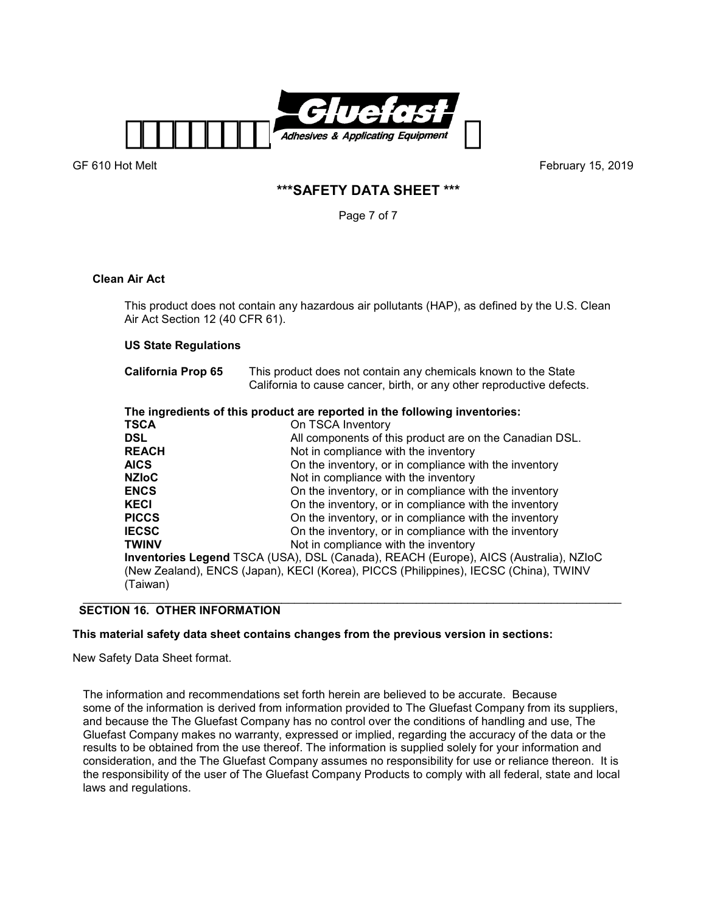**Clean Air Act**

This product does not contain any hazardous air pollutants (HAP), as defined by the U.S. Clean Air Act Section 12 (40 CFR 61).

**US State Regulations**

**California Prop 65** This product does not contain any chemicals known to the State California to cause cancer, birth, or any other reproductive defects.

**The ingredients of this product are reported in the following inventories:**

| | |
|---|---|
| **TSCA** | On TSCA Inventory |
| **DSL** | All components of this product are on the Canadian DSL. |
| **REACH** | Not in compliance with the inventory |
| **AICS** | On the inventory, or in compliance with the inventory |
| **NZIoC** | Not in compliance with the inventory |
| **ENCS** | On the inventory, or in compliance with the inventory |
| **KECI** | On the inventory, or in compliance with the inventory |
| **PICCS** | On the inventory, or in compliance with the inventory |
| **IECSC** | On the inventory, or in compliance with the inventory |
| **TWINV** | Not in compliance with the inventory |

**Inventories Legend** TSCA (USA), DSL (Canada), REACH (Europe), AICS (Australia), NZIoC (New Zealand), ENCS (Japan), KECI (Korea), PICCS (Philippines), IECSC (China), TWINV (Taiwan)

## SECTION 16. OTHER INFORMATION

**This material safety data sheet contains changes from the previous version in sections:**

New Safety Data Sheet format.

The information and recommendations set forth herein are believed to be accurate. Because some of the information is derived from information provided to The Gluefast Company from its suppliers, and because the The Gluefast Company has no control over the conditions of handling and use, The Gluefast Company makes no warranty, expressed or implied, regarding the accuracy of the data or the results to be obtained from the use thereof. The information is supplied solely for your information and consideration, and the The Gluefast Company assumes no responsibility for use or reliance thereon. It is the responsibility of the user of The Gluefast Company Products to comply with all federal, state and local laws and regulations.